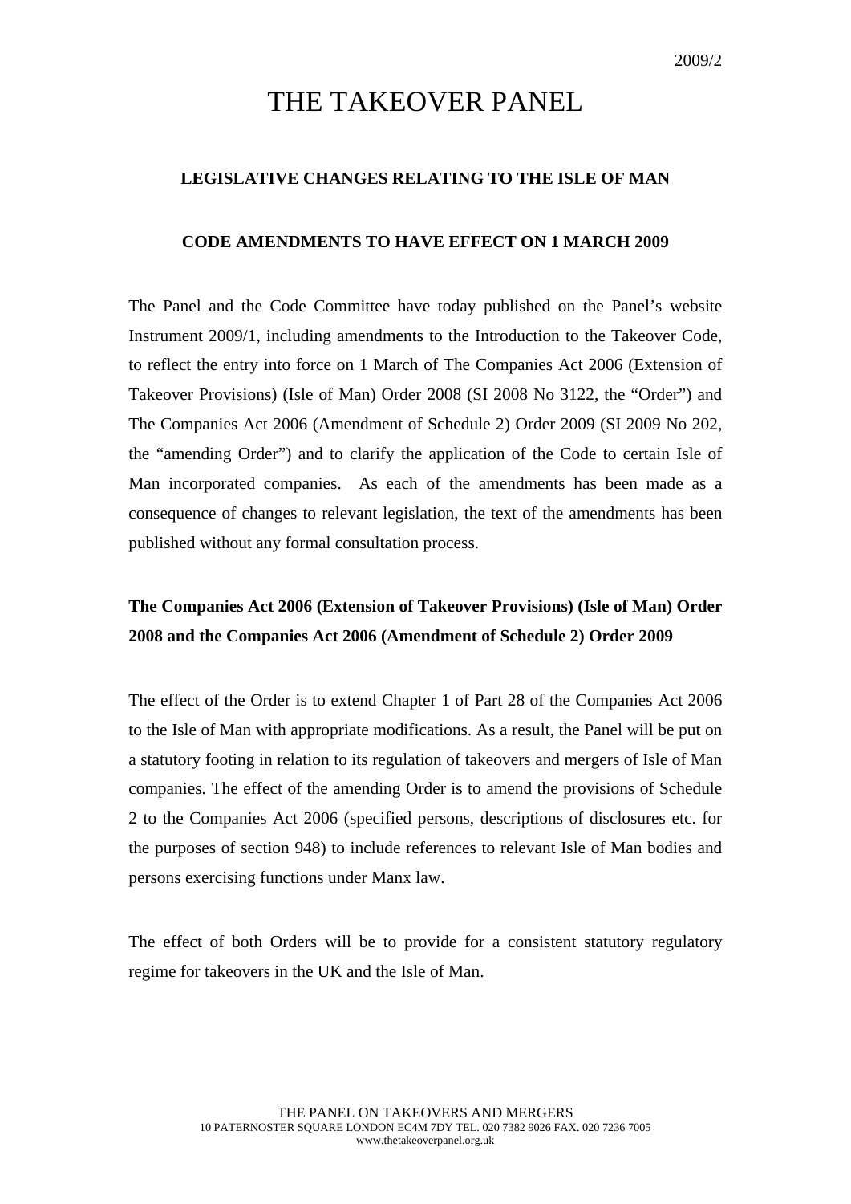2009/2

# THE TAKEOVER PANEL

## LEGISLATIVE CHANGES RELATING TO THE ISLE OF MAN

## CODE AMENDMENTS TO HAVE EFFECT ON 1 MARCH 2009

The Panel and the Code Committee have today published on the Panel's website Instrument 2009/1, including amendments to the Introduction to the Takeover Code, to reflect the entry into force on 1 March of The Companies Act 2006 (Extension of Takeover Provisions) (Isle of Man) Order 2008 (SI 2008 No 3122, the "Order") and The Companies Act 2006 (Amendment of Schedule 2) Order 2009 (SI 2009 No 202, the "amending Order") and to clarify the application of the Code to certain Isle of Man incorporated companies. As each of the amendments has been made as a consequence of changes to relevant legislation, the text of the amendments has been published without any formal consultation process.

### The Companies Act 2006 (Extension of Takeover Provisions) (Isle of Man) Order 2008 and the Companies Act 2006 (Amendment of Schedule 2) Order 2009

The effect of the Order is to extend Chapter 1 of Part 28 of the Companies Act 2006 to the Isle of Man with appropriate modifications. As a result, the Panel will be put on a statutory footing in relation to its regulation of takeovers and mergers of Isle of Man companies. The effect of the amending Order is to amend the provisions of Schedule 2 to the Companies Act 2006 (specified persons, descriptions of disclosures etc. for the purposes of section 948) to include references to relevant Isle of Man bodies and persons exercising functions under Manx law.

The effect of both Orders will be to provide for a consistent statutory regulatory regime for takeovers in the UK and the Isle of Man.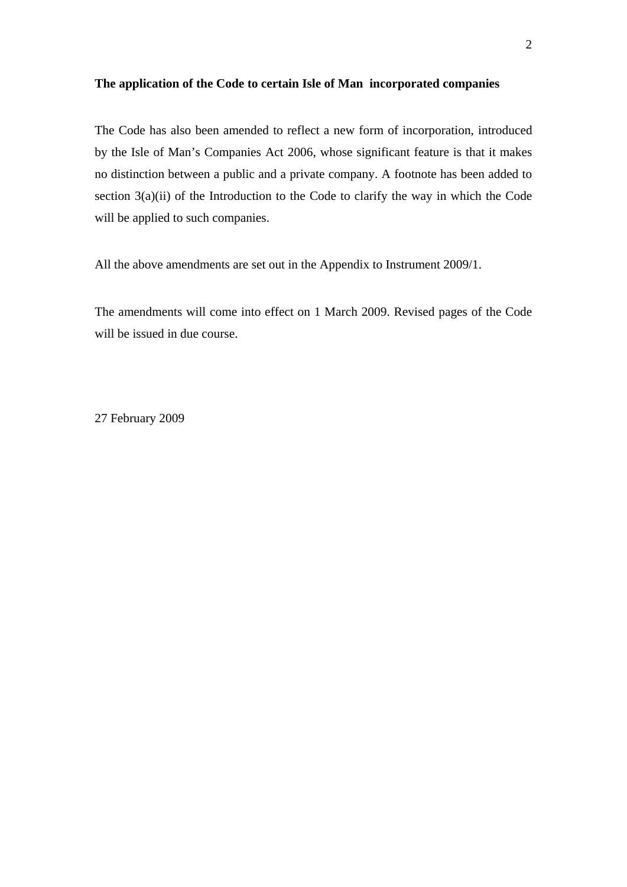**The application of the Code to certain Isle of Man incorporated companies**

The Code has also been amended to reflect a new form of incorporation, introduced by the Isle of Man's Companies Act 2006, whose significant feature is that it makes no distinction between a public and a private company. A footnote has been added to section 3(a)(ii) of the Introduction to the Code to clarify the way in which the Code will be applied to such companies.

All the above amendments are set out in the Appendix to Instrument 2009/1.

The amendments will come into effect on 1 March 2009. Revised pages of the Code will be issued in due course.

27 February 2009